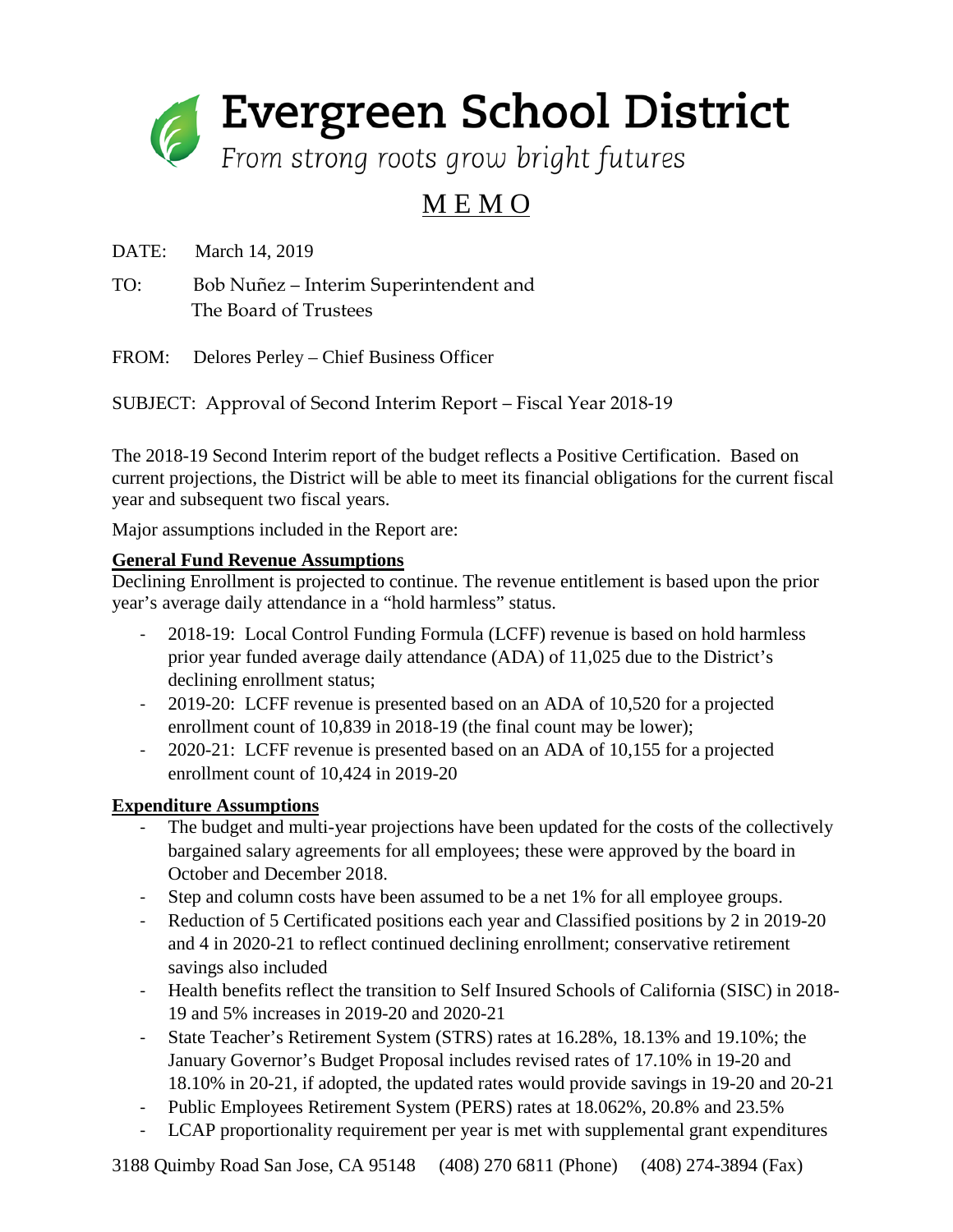# Evergreen School District

*From strong roots grow bright futures*

## MEMO

DATE: March 14, 2019

TO: Bob Nuñez – Interim Superintendent and
The Board of Trustees

FROM: Delores Perley – Chief Business Officer

SUBJECT: Approval of Second Interim Report – Fiscal Year 2018-19

The 2018-19 Second Interim report of the budget reflects a Positive Certification. Based on current projections, the District will be able to meet its financial obligations for the current fiscal year and subsequent two fiscal years.

Major assumptions included in the Report are:

**General Fund Revenue Assumptions**

Declining Enrollment is projected to continue. The revenue entitlement is based upon the prior year's average daily attendance in a "hold harmless" status.

- 2018-19: Local Control Funding Formula (LCFF) revenue is based on hold harmless prior year funded average daily attendance (ADA) of 11,025 due to the District's declining enrollment status;
- 2019-20: LCFF revenue is presented based on an ADA of 10,520 for a projected enrollment count of 10,839 in 2018-19 (the final count may be lower);
- 2020-21: LCFF revenue is presented based on an ADA of 10,155 for a projected enrollment count of 10,424 in 2019-20

**Expenditure Assumptions**

- The budget and multi-year projections have been updated for the costs of the collectively bargained salary agreements for all employees; these were approved by the board in October and December 2018.
- Step and column costs have been assumed to be a net 1% for all employee groups.
- Reduction of 5 Certificated positions each year and Classified positions by 2 in 2019-20 and 4 in 2020-21 to reflect continued declining enrollment; conservative retirement savings also included
- Health benefits reflect the transition to Self Insured Schools of California (SISC) in 2018-19 and 5% increases in 2019-20 and 2020-21
- State Teacher's Retirement System (STRS) rates at 16.28%, 18.13% and 19.10%; the January Governor's Budget Proposal includes revised rates of 17.10% in 19-20 and 18.10% in 20-21, if adopted, the updated rates would provide savings in 19-20 and 20-21
- Public Employees Retirement System (PERS) rates at 18.062%, 20.8% and 23.5%
- LCAP proportionality requirement per year is met with supplemental grant expenditures

3188 Quimby Road San Jose, CA 95148 (408) 270 6811 (Phone) (408) 274-3894 (Fax)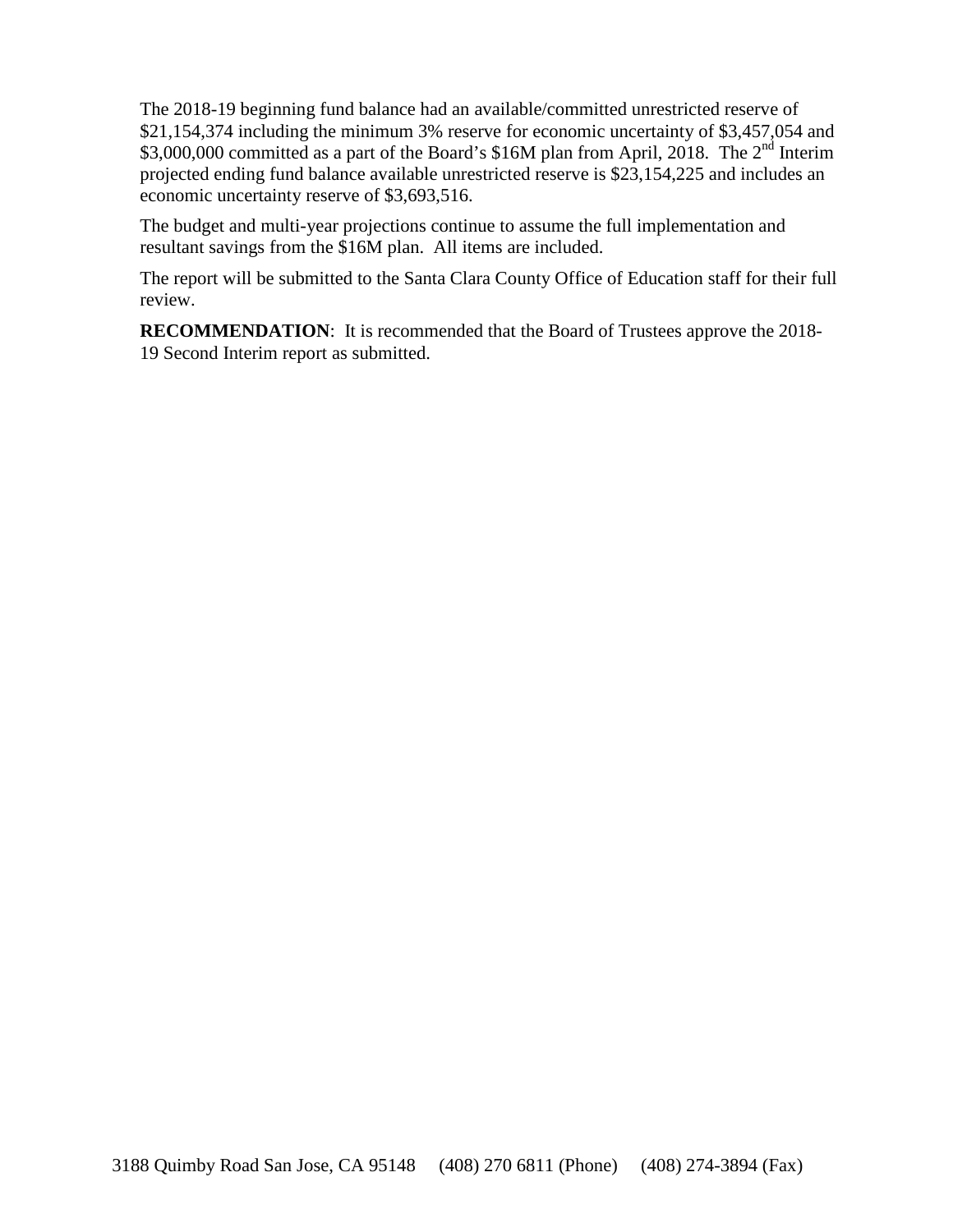The 2018-19 beginning fund balance had an available/committed unrestricted reserve of $21,154,374 including the minimum 3% reserve for economic uncertainty of $3,457,054 and $3,000,000 committed as a part of the Board's $16M plan from April, 2018. The 2nd Interim projected ending fund balance available unrestricted reserve is $23,154,225 and includes an economic uncertainty reserve of $3,693,516.

The budget and multi-year projections continue to assume the full implementation and resultant savings from the $16M plan. All items are included.

The report will be submitted to the Santa Clara County Office of Education staff for their full review.

**RECOMMENDATION**: It is recommended that the Board of Trustees approve the 2018-19 Second Interim report as submitted.